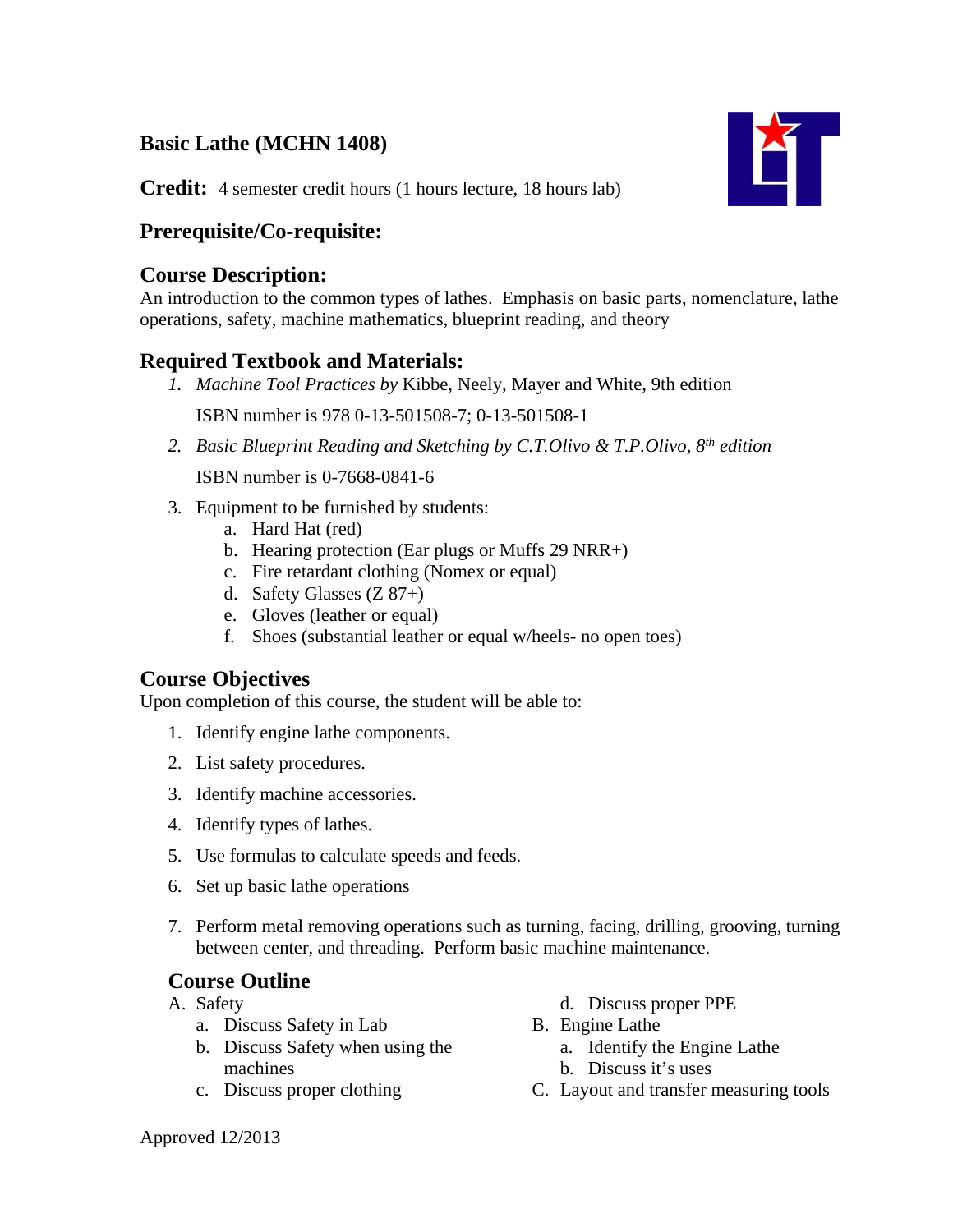# Basic Lathe (MCHN 1408)

**Credit:** 4 semester credit hours (1 hours lecture, 18 hours lab)

## Prerequisite/Co-requisite:

## Course Description:

An introduction to the common types of lathes. Emphasis on basic parts, nomenclature, lathe operations, safety, machine mathematics, blueprint reading, and theory

## Required Textbook and Materials:

1. *Machine Tool Practices by* Kibbe, Neely, Mayer and White, 9th edition

   ISBN number is 978 0-13-501508-7; 0-13-501508-1

2. *Basic Blueprint Reading and Sketching by C.T.Olivo & T.P.Olivo, 8th edition*

   ISBN number is 0-7668-0841-6

3. Equipment to be furnished by students:
   a. Hard Hat (red)
   b. Hearing protection (Ear plugs or Muffs 29 NRR+)
   c. Fire retardant clothing (Nomex or equal)
   d. Safety Glasses (Z 87+)
   e. Gloves (leather or equal)
   f. Shoes (substantial leather or equal w/heels- no open toes)

## Course Objectives

Upon completion of this course, the student will be able to:

1. Identify engine lathe components.
2. List safety procedures.
3. Identify machine accessories.
4. Identify types of lathes.
5. Use formulas to calculate speeds and feeds.
6. Set up basic lathe operations
7. Perform metal removing operations such as turning, facing, drilling, grooving, turning between center, and threading. Perform basic machine maintenance.

## Course Outline

A. Safety
   a. Discuss Safety in Lab
   b. Discuss Safety when using the machines
   c. Discuss proper clothing
   d. Discuss proper PPE

B. Engine Lathe
   a. Identify the Engine Lathe
   b. Discuss it's uses

C. Layout and transfer measuring tools

Approved 12/2013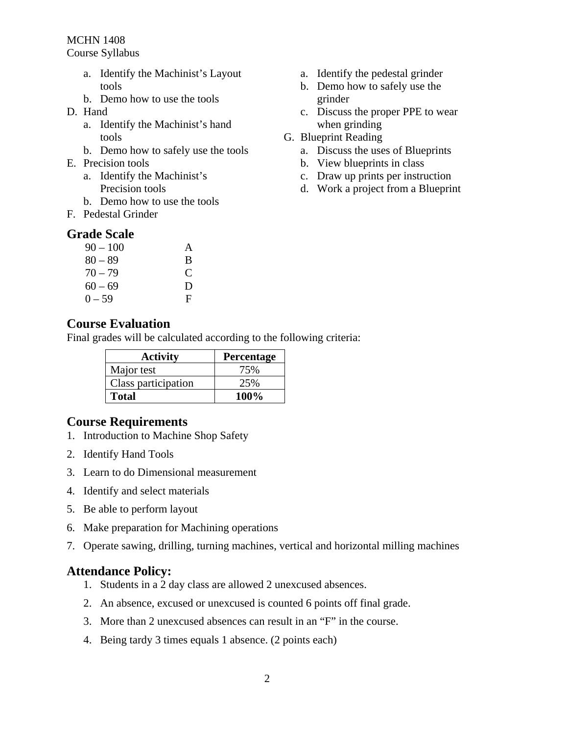a. Identify the Machinist's Layout tools
   b. Demo how to use the tools

D. Hand
   a. Identify the Machinist's hand tools
   b. Demo how to safely use the tools

E. Precision tools
   a. Identify the Machinist's Precision tools
   b. Demo how to use the tools

F. Pedestal Grinder
   a. Identify the pedestal grinder
   b. Demo how to safely use the grinder
   c. Discuss the proper PPE to wear when grinding

G. Blueprint Reading
   a. Discuss the uses of Blueprints
   b. View blueprints in class
   c. Draw up prints per instruction
   d. Work a project from a Blueprint

## Grade Scale

| | |
|---|---|
| 90 – 100 | A |
| 80 – 89 | B |
| 70 – 79 | C |
| 60 – 69 | D |
| 0 – 59 | F |

## Course Evaluation

Final grades will be calculated according to the following criteria:

| Activity | Percentage |
|---|---|
| Major test | 75% |
| Class participation | 25% |
| **Total** | **100%** |

## Course Requirements

1. Introduction to Machine Shop Safety
2. Identify Hand Tools
3. Learn to do Dimensional measurement
4. Identify and select materials
5. Be able to perform layout
6. Make preparation for Machining operations
7. Operate sawing, drilling, turning machines, vertical and horizontal milling machines

## Attendance Policy:

1. Students in a 2 day class are allowed 2 unexcused absences.
2. An absence, excused or unexcused is counted 6 points off final grade.
3. More than 2 unexcused absences can result in an "F" in the course.
4. Being tardy 3 times equals 1 absence. (2 points each)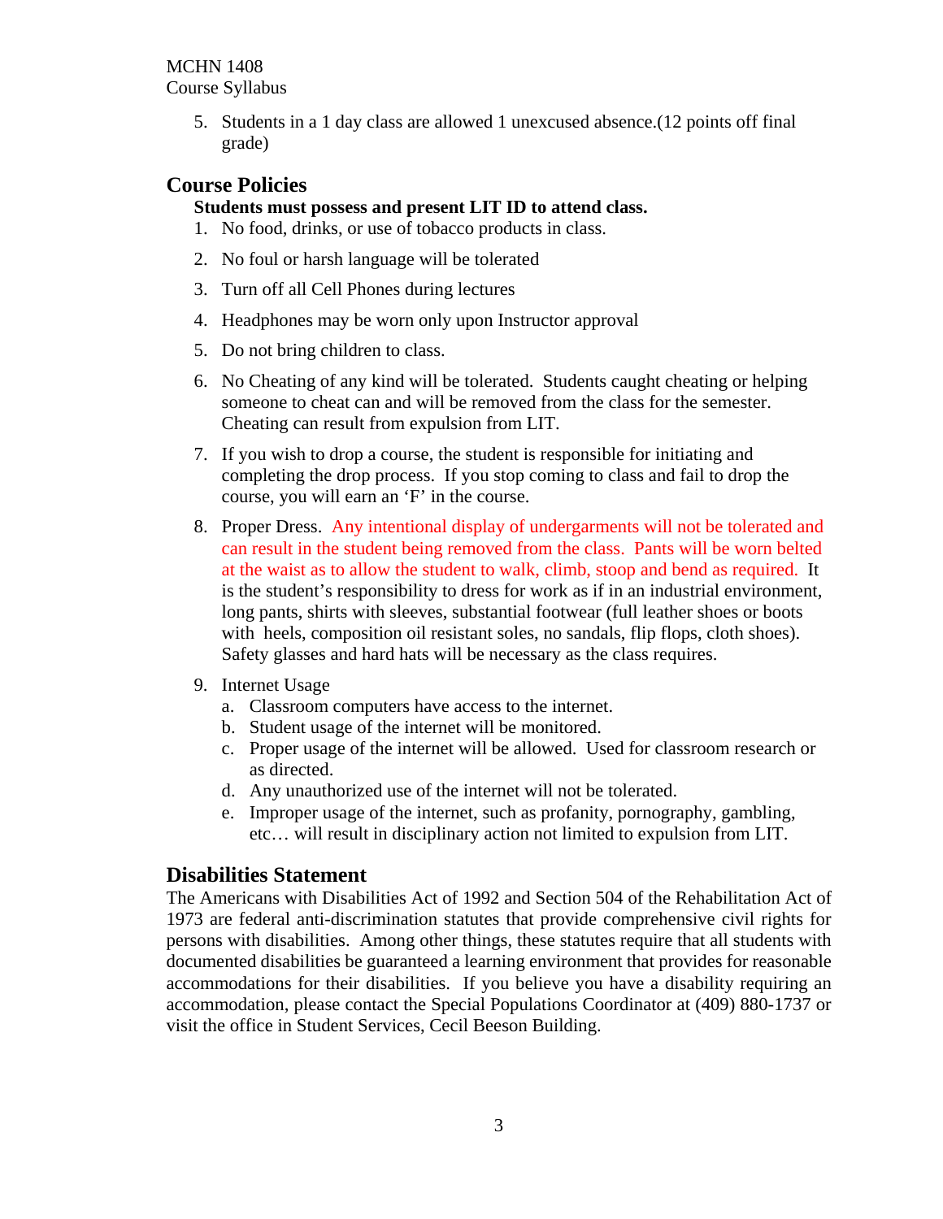5. Students in a 1 day class are allowed 1 unexcused absence.(12 points off final grade)

## Course Policies

**Students must possess and present LIT ID to attend class.**

1. No food, drinks, or use of tobacco products in class.
2. No foul or harsh language will be tolerated
3. Turn off all Cell Phones during lectures
4. Headphones may be worn only upon Instructor approval
5. Do not bring children to class.
6. No Cheating of any kind will be tolerated. Students caught cheating or helping someone to cheat can and will be removed from the class for the semester. Cheating can result from expulsion from LIT.
7. If you wish to drop a course, the student is responsible for initiating and completing the drop process. If you stop coming to class and fail to drop the course, you will earn an 'F' in the course.
8. Proper Dress. Any intentional display of undergarments will not be tolerated and can result in the student being removed from the class. Pants will be worn belted at the waist as to allow the student to walk, climb, stoop and bend as required. It is the student's responsibility to dress for work as if in an industrial environment, long pants, shirts with sleeves, substantial footwear (full leather shoes or boots with heels, composition oil resistant soles, no sandals, flip flops, cloth shoes). Safety glasses and hard hats will be necessary as the class requires.
9. Internet Usage
   a. Classroom computers have access to the internet.
   b. Student usage of the internet will be monitored.
   c. Proper usage of the internet will be allowed. Used for classroom research or as directed.
   d. Any unauthorized use of the internet will not be tolerated.
   e. Improper usage of the internet, such as profanity, pornography, gambling, etc… will result in disciplinary action not limited to expulsion from LIT.

## Disabilities Statement

The Americans with Disabilities Act of 1992 and Section 504 of the Rehabilitation Act of 1973 are federal anti-discrimination statutes that provide comprehensive civil rights for persons with disabilities. Among other things, these statutes require that all students with documented disabilities be guaranteed a learning environment that provides for reasonable accommodations for their disabilities. If you believe you have a disability requiring an accommodation, please contact the Special Populations Coordinator at (409) 880-1737 or visit the office in Student Services, Cecil Beeson Building.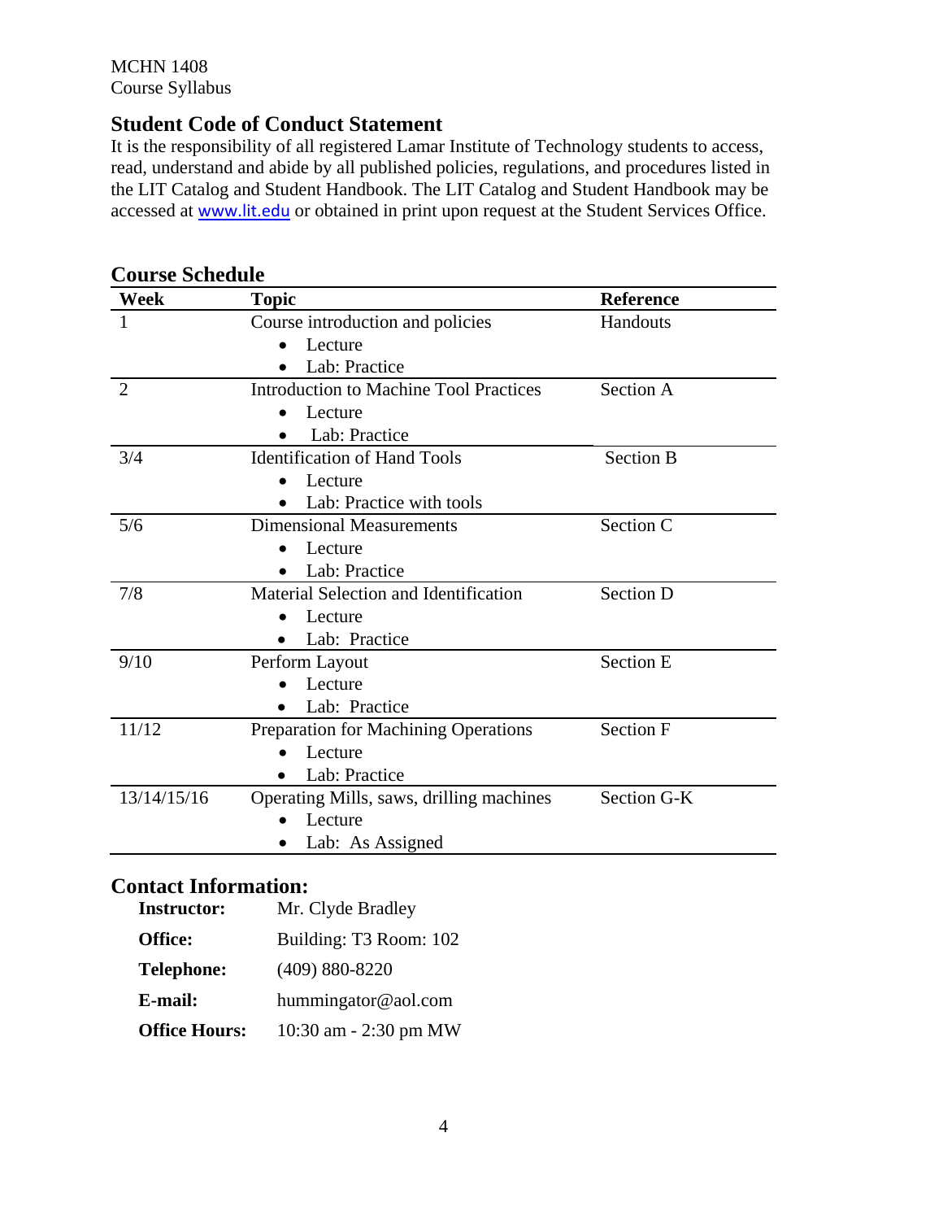## Student Code of Conduct Statement

It is the responsibility of all registered Lamar Institute of Technology students to access, read, understand and abide by all published policies, regulations, and procedures listed in the LIT Catalog and Student Handbook. The LIT Catalog and Student Handbook may be accessed at www.lit.edu or obtained in print upon request at the Student Services Office.

## Course Schedule

| Week | Topic | Reference |
|---|---|---|
| 1 | Course introduction and policies<br>• Lecture<br>• Lab: Practice | Handouts |
| 2 | Introduction to Machine Tool Practices<br>• Lecture<br>• Lab: Practice | Section A |
| 3/4 | Identification of Hand Tools<br>• Lecture<br>• Lab: Practice with tools | Section B |
| 5/6 | Dimensional Measurements<br>• Lecture<br>• Lab: Practice | Section C |
| 7/8 | Material Selection and Identification<br>• Lecture<br>• Lab: Practice | Section D |
| 9/10 | Perform Layout<br>• Lecture<br>• Lab: Practice | Section E |
| 11/12 | Preparation for Machining Operations<br>• Lecture<br>• Lab: Practice | Section F |
| 13/14/15/16 | Operating Mills, saws, drilling machines<br>• Lecture<br>• Lab: As Assigned | Section G-K |

## Contact Information:

**Instructor:** Mr. Clyde Bradley

**Office:** Building: T3 Room: 102

**Telephone:** (409) 880-8220

**E-mail:** hummingator@aol.com

**Office Hours:** 10:30 am - 2:30 pm MW